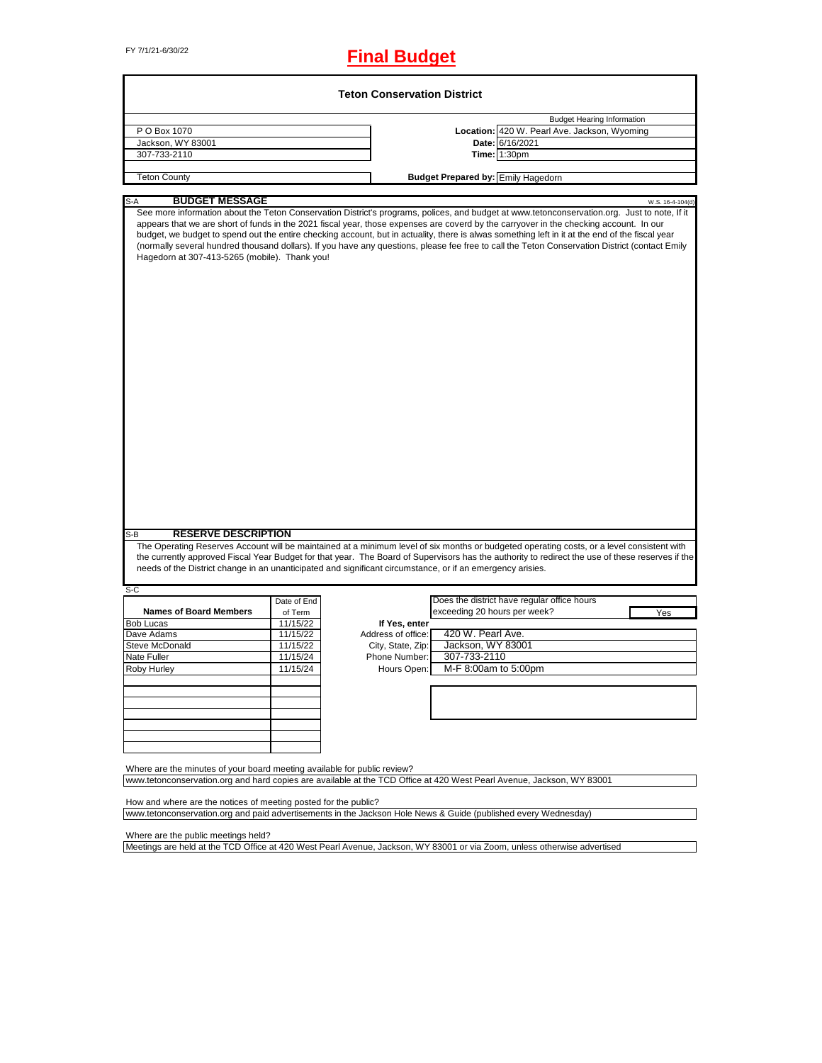FY 7/1/21-6/30/22

# Final Budget

## Teton Conservation District

| | | |
|---|---|---|
| | | **Budget Hearing Information** |
| P O Box 1070 | **Location:** | 420 W. Pearl Ave. Jackson, Wyoming |
| Jackson, WY 83001 | **Date:** | 6/16/2021 |
| 307-733-2110 | **Time:** | 1:30pm |
| Teton County | **Budget Prepared by:** | Emily Hagedorn |

### S-A BUDGET MESSAGE

W.S. 16-4-104(d)

See more information about the Teton Conservation District's programs, polices, and budget at www.tetonconservation.org. Just to note, If it appears that we are short of funds in the 2021 fiscal year, those expenses are covered by the carryover in the checking account. In our budget, we budget to spend out the entire checking account, but in actuality, there is alwas something left in it at the end of the fiscal year (normally several hundred thousand dollars). If you have any questions, please fee free to call the Teton Conservation District (contact Emily Hagedorn at 307-413-5265 (mobile). Thank you!

### S-B RESERVE DESCRIPTION

The Operating Reserves Account will be maintained at a minimum level of six months or budgeted operating costs, or a level consistent with the currently approved Fiscal Year Budget for that year. The Board of Supervisors has the authority to redirect the use of these reserves if the needs of the District change in an unanticipated and significant circumstance, or if an emergency arisies.

### S-C

| Names of Board Members | Date of End of Term |
|---|---|
| Bob Lucas | 11/15/22 |
| Dave Adams | 11/15/22 |
| Steve McDonald | 11/15/22 |
| Nate Fuller | 11/15/24 |
| Roby Hurley | 11/15/24 |

Does the district have regular office hours exceeding 20 hours per week? **Yes**

**If Yes, enter**

| | |
|---|---|
| Address of office: | 420 W. Pearl Ave. |
| City, State, Zip: | Jackson, WY 83001 |
| Phone Number: | 307-733-2110 |
| Hours Open: | M-F 8:00am to 5:00pm |

Where are the minutes of your board meeting available for public review?

www.tetonconservation.org and hard copies are available at the TCD Office at 420 West Pearl Avenue, Jackson, WY 83001

How and where are the notices of meeting posted for the public?

www.tetonconservation.org and paid advertisements in the Jackson Hole News & Guide (published every Wednesday)

Where are the public meetings held?

Meetings are held at the TCD Office at 420 West Pearl Avenue, Jackson, WY 83001 or via Zoom, unless otherwise advertised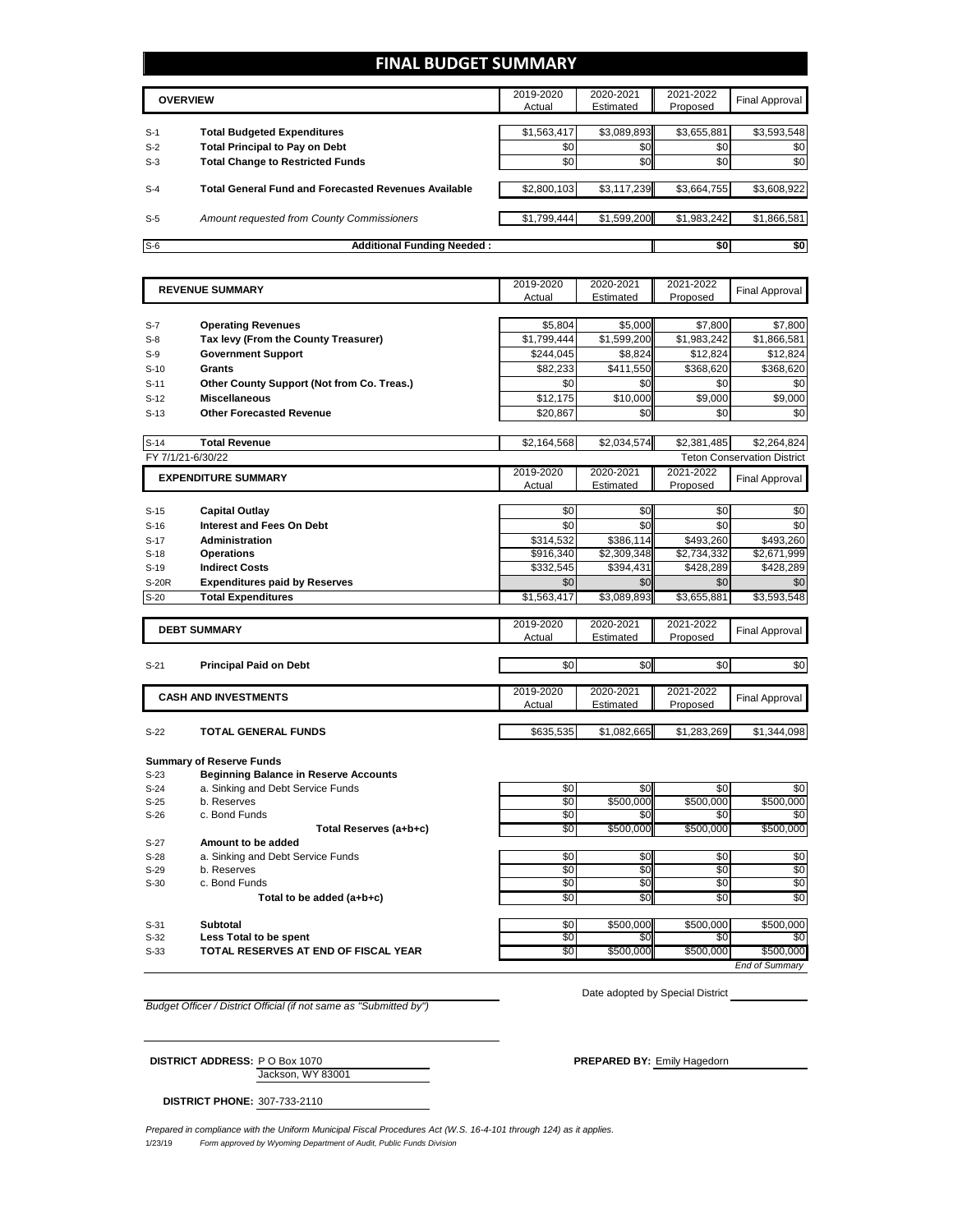# FINAL BUDGET SUMMARY

| | OVERVIEW | 2019-2020 Actual | 2020-2021 Estimated | 2021-2022 Proposed | Final Approval |
|---|---|---|---|---|---|
| S-1 | **Total Budgeted Expenditures** | $1,563,417 | $3,089,893 | $3,655,881 | $3,593,548 |
| S-2 | **Total Principal to Pay on Debt** | $0 | $0 | $0 | $0 |
| S-3 | **Total Change to Restricted Funds** | $0 | $0 | $0 | $0 |
| S-4 | **Total General Fund and Forecasted Revenues Available** | $2,800,103 | $3,117,239 | $3,664,755 | $3,608,922 |
| S-5 | *Amount requested from County Commissioners* | $1,799,444 | $1,599,200 | $1,983,242 | $1,866,581 |
| S-6 | **Additional Funding Needed :** | | | $0 | $0 |

| | REVENUE SUMMARY | 2019-2020 Actual | 2020-2021 Estimated | 2021-2022 Proposed | Final Approval |
|---|---|---|---|---|---|
| S-7 | **Operating Revenues** | $5,804 | $5,000 | $7,800 | $7,800 |
| S-8 | **Tax levy (From the County Treasurer)** | $1,799,444 | $1,599,200 | $1,983,242 | $1,866,581 |
| S-9 | **Government Support** | $244,045 | $8,824 | $12,824 | $12,824 |
| S-10 | **Grants** | $82,233 | $411,550 | $368,620 | $368,620 |
| S-11 | **Other County Support (Not from Co. Treas.)** | $0 | $0 | $0 | $0 |
| S-12 | **Miscellaneous** | $12,175 | $10,000 | $9,000 | $9,000 |
| S-13 | **Other Forecasted Revenue** | $20,867 | $0 | $0 | $0 |
| S-14 | **Total Revenue** | $2,164,568 | $2,034,574 | $2,381,485 | $2,264,824 |

FY 7/1/21-6/30/22 — Teton Conservation District

| | EXPENDITURE SUMMARY | 2019-2020 Actual | 2020-2021 Estimated | 2021-2022 Proposed | Final Approval |
|---|---|---|---|---|---|
| S-15 | **Capital Outlay** | $0 | $0 | $0 | $0 |
| S-16 | **Interest and Fees On Debt** | $0 | $0 | $0 | $0 |
| S-17 | **Administration** | $314,532 | $386,114 | $493,260 | $493,260 |
| S-18 | **Operations** | $916,340 | $2,309,348 | $2,734,332 | $2,671,999 |
| S-19 | **Indirect Costs** | $332,545 | $394,431 | $428,289 | $428,289 |
| S-20R | **Expenditures paid by Reserves** | $0 | $0 | $0 | $0 |
| S-20 | **Total Expenditures** | $1,563,417 | $3,089,893 | $3,655,881 | $3,593,548 |

| | DEBT SUMMARY | 2019-2020 Actual | 2020-2021 Estimated | 2021-2022 Proposed | Final Approval |
|---|---|---|---|---|---|
| S-21 | **Principal Paid on Debt** | $0 | $0 | $0 | $0 |

| | CASH AND INVESTMENTS | 2019-2020 Actual | 2020-2021 Estimated | 2021-2022 Proposed | Final Approval |
|---|---|---|---|---|---|
| S-22 | **TOTAL GENERAL FUNDS** | $635,535 | $1,082,665 | $1,283,269 | $1,344,098 |
| | **Summary of Reserve Funds** | | | | |
| S-23 | **Beginning Balance in Reserve Accounts** | | | | |
| S-24 | a. Sinking and Debt Service Funds | $0 | $0 | $0 | $0 |
| S-25 | b. Reserves | $0 | $500,000 | $500,000 | $500,000 |
| S-26 | c. Bond Funds | $0 | $0 | $0 | $0 |
| | **Total Reserves (a+b+c)** | $0 | $500,000 | $500,000 | $500,000 |
| S-27 | **Amount to be added** | | | | |
| S-28 | a. Sinking and Debt Service Funds | $0 | $0 | $0 | $0 |
| S-29 | b. Reserves | $0 | $0 | $0 | $0 |
| S-30 | c. Bond Funds | $0 | $0 | $0 | $0 |
| | **Total to be added (a+b+c)** | $0 | $0 | $0 | $0 |
| S-31 | **Subtotal** | $0 | $500,000 | $500,000 | $500,000 |
| S-32 | **Less Total to be spent** | $0 | $0 | $0 | $0 |
| S-33 | **TOTAL RESERVES AT END OF FISCAL YEAR** | $0 | $500,000 | $500,000 | $500,000 |

*End of Summary*

*Budget Officer / District Official (if not same as "Submitted by")*

Date adopted by Special District

**DISTRICT ADDRESS:** P O Box 1070
Jackson, WY 83001

**PREPARED BY:** Emily Hagedorn

**DISTRICT PHONE:** 307-733-2110

*Prepared in compliance with the Uniform Municipal Fiscal Procedures Act (W.S. 16-4-101 through 124) as it applies.*

1/23/19 *Form approved by Wyoming Department of Audit, Public Funds Division*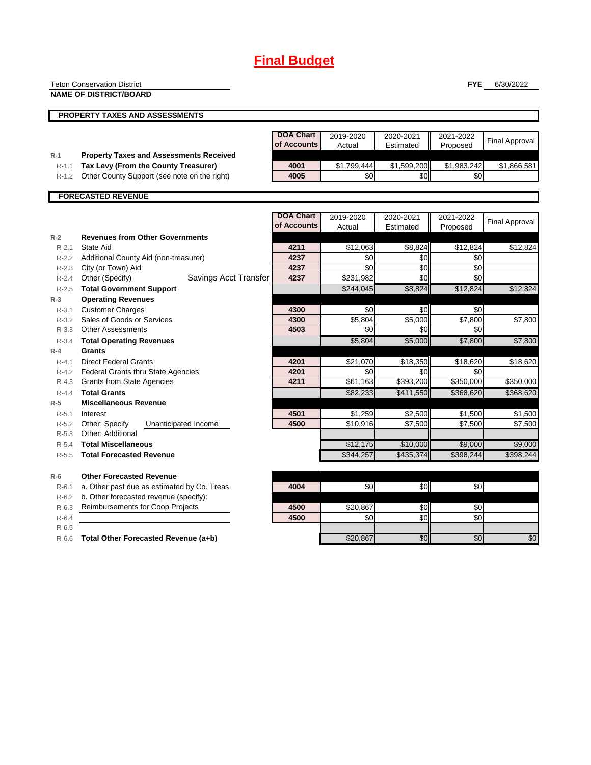# Final Budget

Teton Conservation District

**NAME OF DISTRICT/BOARD**

**FYE** 6/30/2022

## PROPERTY TAXES AND ASSESSMENTS

| | | DOA Chart of Accounts | 2019-2020 Actual | 2020-2021 Estimated | 2021-2022 Proposed | Final Approval |
|---|---|---|---|---|---|---|
| R-1 | **Property Taxes and Assessments Received** | | | | | |
| R-1.1 | **Tax Levy (From the County Treasurer)** | 4001 | $1,799,444 | $1,599,200 | $1,983,242 | $1,866,581 |
| R-1.2 | Other County Support (see note on the right) | 4005 | $0 | $0 | $0 | |

## FORECASTED REVENUE

| | | DOA Chart of Accounts | 2019-2020 Actual | 2020-2021 Estimated | 2021-2022 Proposed | Final Approval |
|---|---|---|---|---|---|---|
| R-2 | **Revenues from Other Governments** | | | | | |
| R-2.1 | State Aid | 4211 | $12,063 | $8,824 | $12,824 | $12,824 |
| R-2.2 | Additional County Aid (non-treasurer) | 4237 | $0 | $0 | $0 | |
| R-2.3 | City (or Town) Aid | 4237 | $0 | $0 | $0 | |
| R-2.4 | Other (Specify) Savings Acct Transfer | 4237 | $231,982 | $0 | $0 | |
| R-2.5 | **Total Government Support** | | $244,045 | $8,824 | $12,824 | $12,824 |
| R-3 | **Operating Revenues** | | | | | |
| R-3.1 | Customer Charges | 4300 | $0 | $0 | $0 | |
| R-3.2 | Sales of Goods or Services | 4300 | $5,804 | $5,000 | $7,800 | $7,800 |
| R-3.3 | Other Assessments | 4503 | $0 | $0 | $0 | |
| R-3.4 | **Total Operating Revenues** | | $5,804 | $5,000 | $7,800 | $7,800 |
| R-4 | **Grants** | | | | | |
| R-4.1 | Direct Federal Grants | 4201 | $21,070 | $18,350 | $18,620 | $18,620 |
| R-4.2 | Federal Grants thru State Agencies | 4201 | $0 | $0 | $0 | |
| R-4.3 | Grants from State Agencies | 4211 | $61,163 | $393,200 | $350,000 | $350,000 |
| R-4.4 | **Total Grants** | | $82,233 | $411,550 | $368,620 | $368,620 |
| R-5 | **Miscellaneous Revenue** | | | | | |
| R-5.1 | Interest | 4501 | $1,259 | $2,500 | $1,500 | $1,500 |
| R-5.2 | Other: Specify Unanticipated Income | 4500 | $10,916 | $7,500 | $7,500 | $7,500 |
| R-5.3 | Other: Additional | | | | | |
| R-5.4 | **Total Miscellaneous** | | $12,175 | $10,000 | $9,000 | $9,000 |
| R-5.5 | **Total Forecasted Revenue** | | $344,257 | $435,374 | $398,244 | $398,244 |
| R-6 | **Other Forecasted Revenue** | | | | | |
| R-6.1 | a. Other past due as estimated by Co. Treas. | 4004 | $0 | $0 | $0 | |
| R-6.2 | b. Other forecasted revenue (specify): | | | | | |
| R-6.3 | Reimbursements for Coop Projects | 4500 | $20,867 | $0 | $0 | |
| R-6.4 | | 4500 | $0 | $0 | $0 | |
| R-6.5 | | | | | | |
| R-6.6 | **Total Other Forecasted Revenue (a+b)** | | $20,867 | $0 | $0 | $0 |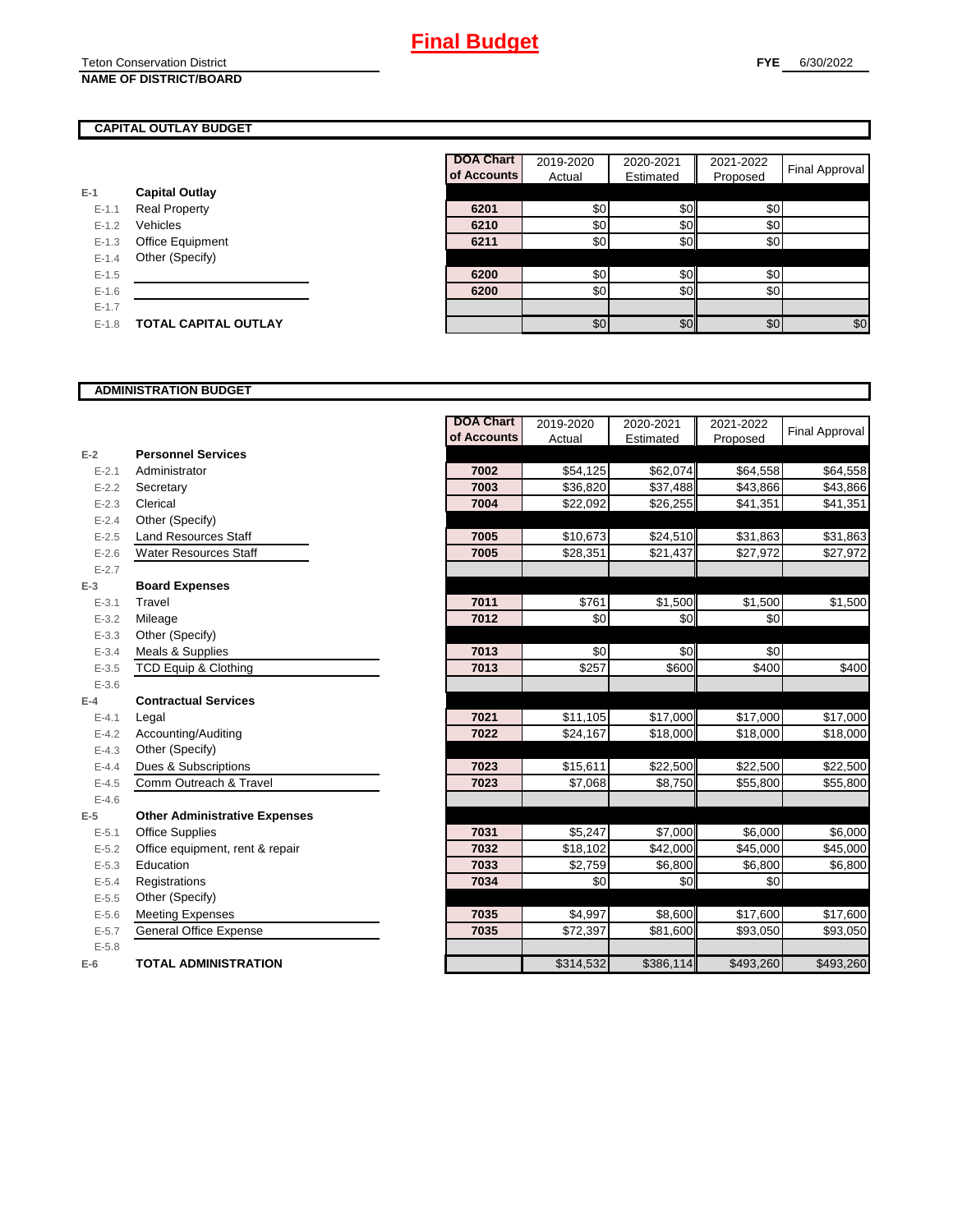# Final Budget

Teton Conservation District
**NAME OF DISTRICT/BOARD**

**FYE** 6/30/2022

## CAPITAL OUTLAY BUDGET

| | | DOA Chart of Accounts | 2019-2020 Actual | 2020-2021 Estimated | 2021-2022 Proposed | Final Approval |
|---|---|---|---|---|---|---|
| E-1 | **Capital Outlay** | | | | | |
| E-1.1 | Real Property | 6201 | $0 | $0 | $0 | |
| E-1.2 | Vehicles | 6210 | $0 | $0 | $0 | |
| E-1.3 | Office Equipment | 6211 | $0 | $0 | $0 | |
| E-1.4 | Other (Specify) | | | | | |
| E-1.5 | | 6200 | $0 | $0 | $0 | |
| E-1.6 | | 6200 | $0 | $0 | $0 | |
| E-1.7 | | | | | | |
| E-1.8 | **TOTAL CAPITAL OUTLAY** | | $0 | $0 | $0 | $0 |

## ADMINISTRATION BUDGET

| | | DOA Chart of Accounts | 2019-2020 Actual | 2020-2021 Estimated | 2021-2022 Proposed | Final Approval |
|---|---|---|---|---|---|---|
| E-2 | **Personnel Services** | | | | | |
| E-2.1 | Administrator | 7002 | $54,125 | $62,074 | $64,558 | $64,558 |
| E-2.2 | Secretary | 7003 | $36,820 | $37,488 | $43,866 | $43,866 |
| E-2.3 | Clerical | 7004 | $22,092 | $26,255 | $41,351 | $41,351 |
| E-2.4 | Other (Specify) | | | | | |
| E-2.5 | Land Resources Staff | 7005 | $10,673 | $24,510 | $31,863 | $31,863 |
| E-2.6 | Water Resources Staff | 7005 | $28,351 | $21,437 | $27,972 | $27,972 |
| E-2.7 | | | | | | |
| E-3 | **Board Expenses** | | | | | |
| E-3.1 | Travel | 7011 | $761 | $1,500 | $1,500 | $1,500 |
| E-3.2 | Mileage | 7012 | $0 | $0 | $0 | |
| E-3.3 | Other (Specify) | | | | | |
| E-3.4 | Meals & Supplies | 7013 | $0 | $0 | $0 | |
| E-3.5 | TCD Equip & Clothing | 7013 | $257 | $600 | $400 | $400 |
| E-3.6 | | | | | | |
| E-4 | **Contractual Services** | | | | | |
| E-4.1 | Legal | 7021 | $11,105 | $17,000 | $17,000 | $17,000 |
| E-4.2 | Accounting/Auditing | 7022 | $24,167 | $18,000 | $18,000 | $18,000 |
| E-4.3 | Other (Specify) | | | | | |
| E-4.4 | Dues & Subscriptions | 7023 | $15,611 | $22,500 | $22,500 | $22,500 |
| E-4.5 | Comm Outreach & Travel | 7023 | $7,068 | $8,750 | $55,800 | $55,800 |
| E-4.6 | | | | | | |
| E-5 | **Other Administrative Expenses** | | | | | |
| E-5.1 | Office Supplies | 7031 | $5,247 | $7,000 | $6,000 | $6,000 |
| E-5.2 | Office equipment, rent & repair | 7032 | $18,102 | $42,000 | $45,000 | $45,000 |
| E-5.3 | Education | 7033 | $2,759 | $6,800 | $6,800 | $6,800 |
| E-5.4 | Registrations | 7034 | $0 | $0 | $0 | |
| E-5.5 | Other (Specify) | | | | | |
| E-5.6 | Meeting Expenses | 7035 | $4,997 | $8,600 | $17,600 | $17,600 |
| E-5.7 | General Office Expense | 7035 | $72,397 | $81,600 | $93,050 | $93,050 |
| E-5.8 | | | | | | |
| E-6 | **TOTAL ADMINISTRATION** | | $314,532 | $386,114 | $493,260 | $493,260 |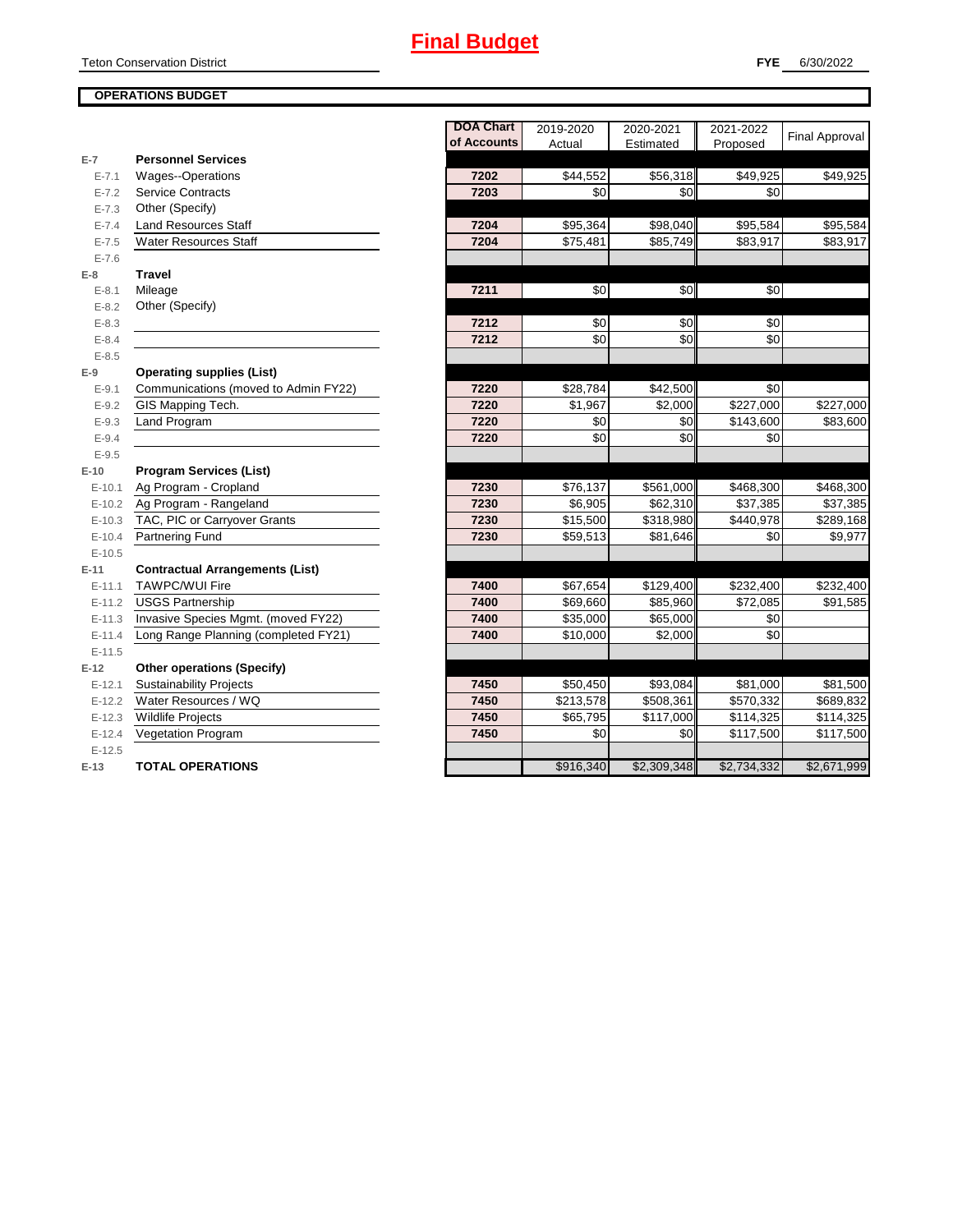# Final Budget

Teton Conservation District

**FYE** 6/30/2022

**OPERATIONS BUDGET**

| | | DOA Chart of Accounts | 2019-2020 Actual | 2020-2021 Estimated | 2021-2022 Proposed | Final Approval |
|---|---|---|---|---|---|---|
| **E-7** | **Personnel Services** | | | | | |
| E-7.1 | Wages--Operations | 7202 | $44,552 | $56,318 | $49,925 | $49,925 |
| E-7.2 | Service Contracts | 7203 | $0 | $0 | $0 | |
| E-7.3 | Other (Specify) | | | | | |
| E-7.4 | Land Resources Staff | 7204 | $95,364 | $98,040 | $95,584 | $95,584 |
| E-7.5 | Water Resources Staff | 7204 | $75,481 | $85,749 | $83,917 | $83,917 |
| E-7.6 | | | | | | |
| **E-8** | **Travel** | | | | | |
| E-8.1 | Mileage | 7211 | $0 | $0 | $0 | |
| E-8.2 | Other (Specify) | | | | | |
| E-8.3 | | 7212 | $0 | $0 | $0 | |
| E-8.4 | | 7212 | $0 | $0 | $0 | |
| E-8.5 | | | | | | |
| **E-9** | **Operating supplies (List)** | | | | | |
| E-9.1 | Communications (moved to Admin FY22) | 7220 | $28,784 | $42,500 | $0 | |
| E-9.2 | GIS Mapping Tech. | 7220 | $1,967 | $2,000 | $227,000 | $227,000 |
| E-9.3 | Land Program | 7220 | $0 | $0 | $143,600 | $83,600 |
| E-9.4 | | 7220 | $0 | $0 | $0 | |
| E-9.5 | | | | | | |
| **E-10** | **Program Services (List)** | | | | | |
| E-10.1 | Ag Program - Cropland | 7230 | $76,137 | $561,000 | $468,300 | $468,300 |
| E-10.2 | Ag Program - Rangeland | 7230 | $6,905 | $62,310 | $37,385 | $37,385 |
| E-10.3 | TAC, PIC or Carryover Grants | 7230 | $15,500 | $318,980 | $440,978 | $289,168 |
| E-10.4 | Partnering Fund | 7230 | $59,513 | $81,646 | $0 | $9,977 |
| E-10.5 | | | | | | |
| **E-11** | **Contractual Arrangements (List)** | | | | | |
| E-11.1 | TAWPC/WUI Fire | 7400 | $67,654 | $129,400 | $232,400 | $232,400 |
| E-11.2 | USGS Partnership | 7400 | $69,660 | $85,960 | $72,085 | $91,585 |
| E-11.3 | Invasive Species Mgmt. (moved FY22) | 7400 | $35,000 | $65,000 | $0 | |
| E-11.4 | Long Range Planning (completed FY21) | 7400 | $10,000 | $2,000 | $0 | |
| E-11.5 | | | | | | |
| **E-12** | **Other operations (Specify)** | | | | | |
| E-12.1 | Sustainability Projects | 7450 | $50,450 | $93,084 | $81,000 | $81,500 |
| E-12.2 | Water Resources / WQ | 7450 | $213,578 | $508,361 | $570,332 | $689,832 |
| E-12.3 | Wildlife Projects | 7450 | $65,795 | $117,000 | $114,325 | $114,325 |
| E-12.4 | Vegetation Program | 7450 | $0 | $0 | $117,500 | $117,500 |
| E-12.5 | | | | | | |
| **E-13** | **TOTAL OPERATIONS** | | $916,340 | $2,309,348 | $2,734,332 | $2,671,999 |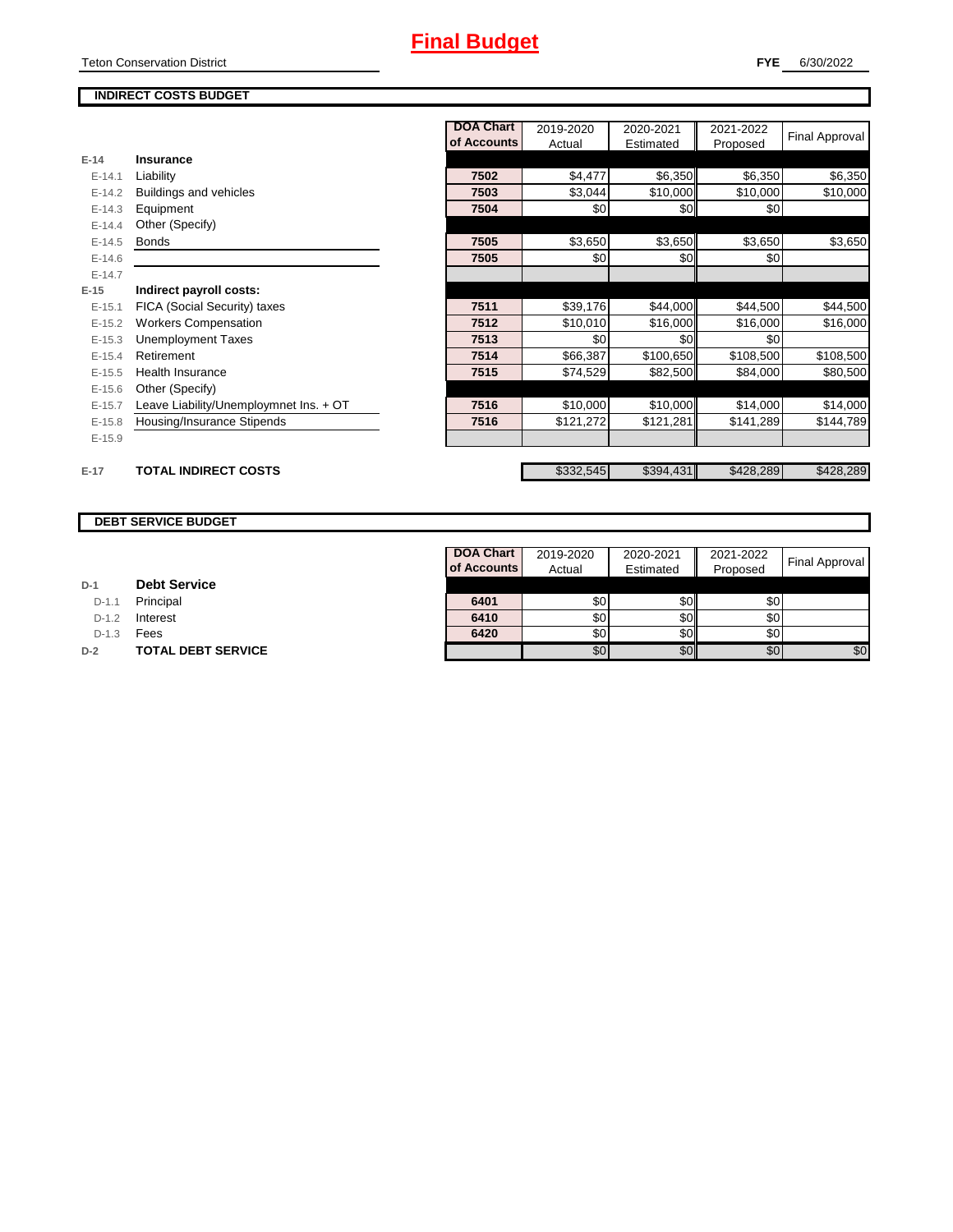# Final Budget

Teton Conservation District

**FYE** 6/30/2022

## INDIRECT COSTS BUDGET

| | | DOA Chart of Accounts | 2019-2020 Actual | 2020-2021 Estimated | 2021-2022 Proposed | Final Approval |
|---|---|---|---|---|---|---|
| **E-14** | **Insurance** | | | | | |
| E-14.1 | Liability | 7502 | $4,477 | $6,350 | $6,350 | $6,350 |
| E-14.2 | Buildings and vehicles | 7503 | $3,044 | $10,000 | $10,000 | $10,000 |
| E-14.3 | Equipment | 7504 | $0 | $0 | $0 | |
| E-14.4 | Other (Specify) | | | | | |
| E-14.5 | Bonds | 7505 | $3,650 | $3,650 | $3,650 | $3,650 |
| E-14.6 | | 7505 | $0 | $0 | $0 | |
| E-14.7 | | | | | | |
| **E-15** | **Indirect payroll costs:** | | | | | |
| E-15.1 | FICA (Social Security) taxes | 7511 | $39,176 | $44,000 | $44,500 | $44,500 |
| E-15.2 | Workers Compensation | 7512 | $10,010 | $16,000 | $16,000 | $16,000 |
| E-15.3 | Unemployment Taxes | 7513 | $0 | $0 | $0 | |
| E-15.4 | Retirement | 7514 | $66,387 | $100,650 | $108,500 | $108,500 |
| E-15.5 | Health Insurance | 7515 | $74,529 | $82,500 | $84,000 | $80,500 |
| E-15.6 | Other (Specify) | | | | | |
| E-15.7 | Leave Liability/Unemploymnet Ins. + OT | 7516 | $10,000 | $10,000 | $14,000 | $14,000 |
| E-15.8 | Housing/Insurance Stipends | 7516 | $121,272 | $121,281 | $141,289 | $144,789 |
| E-15.9 | | | | | | |
| **E-17** | **TOTAL INDIRECT COSTS** | | $332,545 | $394,431 | $428,289 | $428,289 |

## DEBT SERVICE BUDGET

| | | DOA Chart of Accounts | 2019-2020 Actual | 2020-2021 Estimated | 2021-2022 Proposed | Final Approval |
|---|---|---|---|---|---|---|
| **D-1** | **Debt Service** | | | | | |
| D-1.1 | Principal | 6401 | $0 | $0 | $0 | |
| D-1.2 | Interest | 6410 | $0 | $0 | $0 | |
| D-1.3 | Fees | 6420 | $0 | $0 | $0 | |
| **D-2** | **TOTAL DEBT SERVICE** | | $0 | $0 | $0 | $0 |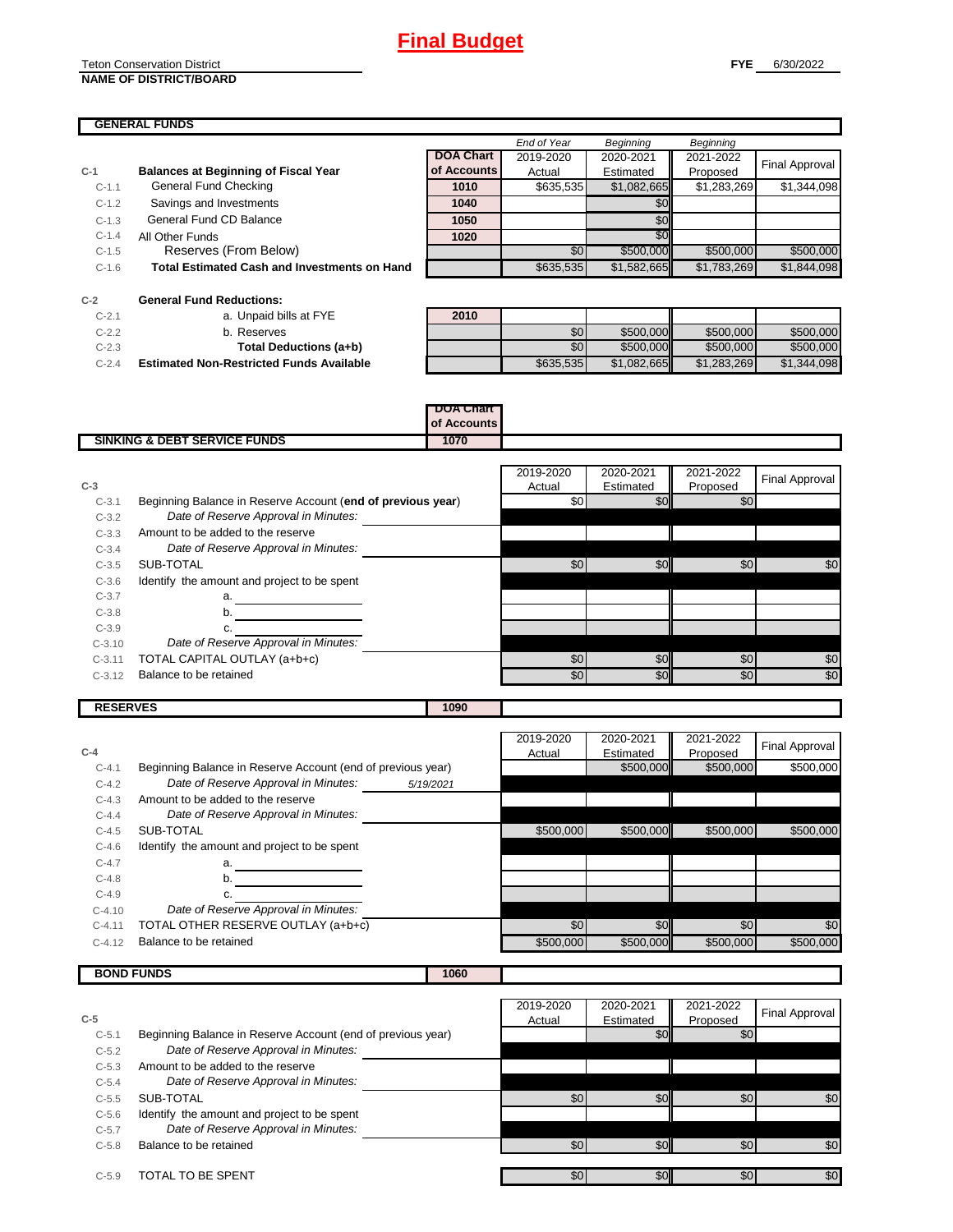# Final Budget

Teton Conservation District
**NAME OF DISTRICT/BOARD**

**FYE** 6/30/2022

## GENERAL FUNDS

| | | DOA Chart of Accounts | End of Year 2019-2020 Actual | Beginning 2020-2021 Estimated | Beginning 2021-2022 Proposed | Final Approval |
|---|---|---|---|---|---|---|
| C-1 | **Balances at Beginning of Fiscal Year** | | | | | |
| C-1.1 | General Fund Checking | 1010 | $635,535 | $1,082,665 | $1,283,269 | $1,344,098 |
| C-1.2 | Savings and Investments | 1040 | | $0 | | |
| C-1.3 | General Fund CD Balance | 1050 | | $0 | | |
| C-1.4 | All Other Funds | 1020 | | $0 | | |
| C-1.5 | Reserves (From Below) | | $0 | $500,000 | $500,000 | $500,000 |
| C-1.6 | **Total Estimated Cash and Investments on Hand** | | $635,535 | $1,582,665 | $1,783,269 | $1,844,098 |
| C-2 | **General Fund Reductions:** | | | | | |
| C-2.1 | a. Unpaid bills at FYE | 2010 | | | | |
| C-2.2 | b. Reserves | | $0 | $500,000 | $500,000 | $500,000 |
| C-2.3 | **Total Deductions (a+b)** | | $0 | $500,000 | $500,000 | $500,000 |
| C-2.4 | **Estimated Non-Restricted Funds Available** | | $635,535 | $1,082,665 | $1,283,269 | $1,344,098 |

## SINKING & DEBT SERVICE FUNDS

DOA Chart of Accounts: 1070

| C-3 | | 2019-2020 Actual | 2020-2021 Estimated | 2021-2022 Proposed | Final Approval |
|---|---|---|---|---|---|
| C-3.1 | Beginning Balance in Reserve Account (**end of previous year**) | $0 | $0 | $0 | |
| C-3.2 | *Date of Reserve Approval in Minutes:* | | | | |
| C-3.3 | Amount to be added to the reserve | | | | |
| C-3.4 | *Date of Reserve Approval in Minutes:* | | | | |
| C-3.5 | SUB-TOTAL | $0 | $0 | $0 | $0 |
| C-3.6 | Identify the amount and project to be spent | | | | |
| C-3.7 | a. | | | | |
| C-3.8 | b. | | | | |
| C-3.9 | c. | | | | |
| C-3.10 | *Date of Reserve Approval in Minutes:* | | | | |
| C-3.11 | TOTAL CAPITAL OUTLAY (a+b+c) | $0 | $0 | $0 | $0 |
| C-3.12 | Balance to be retained | $0 | $0 | $0 | $0 |

## RESERVES

1090

| C-4 | | 2019-2020 Actual | 2020-2021 Estimated | 2021-2022 Proposed | Final Approval |
|---|---|---|---|---|---|
| C-4.1 | Beginning Balance in Reserve Account (end of previous year) | | $500,000 | $500,000 | $500,000 |
| C-4.2 | *Date of Reserve Approval in Minutes:* *5/19/2021* | | | | |
| C-4.3 | Amount to be added to the reserve | | | | |
| C-4.4 | *Date of Reserve Approval in Minutes:* | | | | |
| C-4.5 | SUB-TOTAL | $500,000 | $500,000 | $500,000 | $500,000 |
| C-4.6 | Identify the amount and project to be spent | | | | |
| C-4.7 | a. | | | | |
| C-4.8 | b. | | | | |
| C-4.9 | c. | | | | |
| C-4.10 | *Date of Reserve Approval in Minutes:* | | | | |
| C-4.11 | TOTAL OTHER RESERVE OUTLAY (a+b+c) | $0 | $0 | $0 | $0 |
| C-4.12 | Balance to be retained | $500,000 | $500,000 | $500,000 | $500,000 |

## BOND FUNDS

1060

| C-5 | | 2019-2020 Actual | 2020-2021 Estimated | 2021-2022 Proposed | Final Approval |
|---|---|---|---|---|---|
| C-5.1 | Beginning Balance in Reserve Account (end of previous year) | | $0 | $0 | |
| C-5.2 | *Date of Reserve Approval in Minutes:* | | | | |
| C-5.3 | Amount to be added to the reserve | | | | |
| C-5.4 | *Date of Reserve Approval in Minutes:* | | | | |
| C-5.5 | SUB-TOTAL | $0 | $0 | $0 | $0 |
| C-5.6 | Identify the amount and project to be spent | | | | |
| C-5.7 | *Date of Reserve Approval in Minutes:* | | | | |
| C-5.8 | Balance to be retained | $0 | $0 | $0 | $0 |
| C-5.9 | TOTAL TO BE SPENT | $0 | $0 | $0 | $0 |